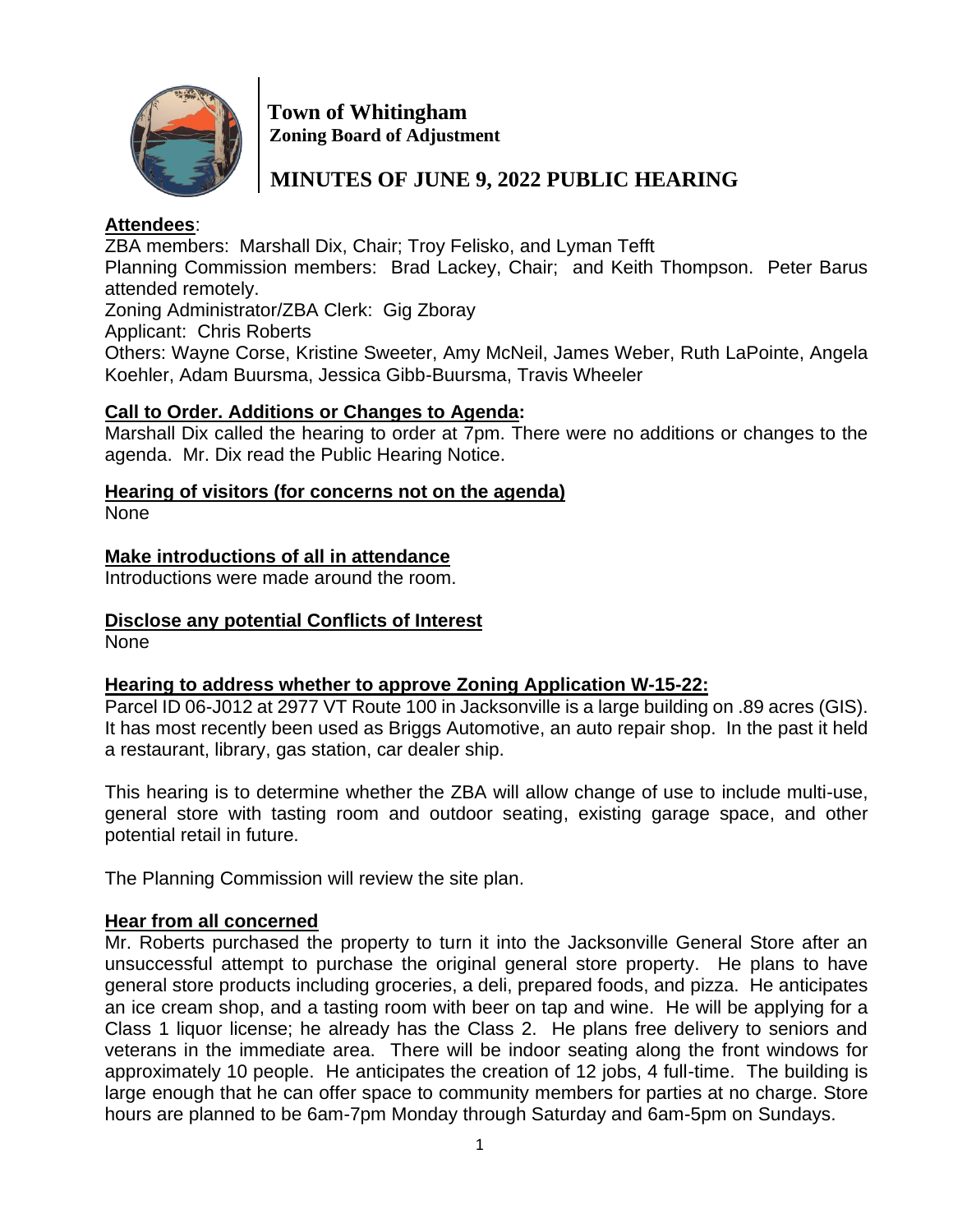# Town of Whitingham
## Zoning Board of Adjustment

# MINUTES OF JUNE 9, 2022 PUBLIC HEARING

**Attendees**:

ZBA members: Marshall Dix, Chair; Troy Felisko, and Lyman Tefft

Planning Commission members: Brad Lackey, Chair; and Keith Thompson. Peter Barus attended remotely.

Zoning Administrator/ZBA Clerk: Gig Zboray

Applicant: Chris Roberts

Others: Wayne Corse, Kristine Sweeter, Amy McNeil, James Weber, Ruth LaPointe, Angela Koehler, Adam Buursma, Jessica Gibb-Buursma, Travis Wheeler

**Call to Order. Additions or Changes to Agenda:**

Marshall Dix called the hearing to order at 7pm. There were no additions or changes to the agenda. Mr. Dix read the Public Hearing Notice.

**Hearing of visitors (for concerns not on the agenda)**

None

**Make introductions of all in attendance**

Introductions were made around the room.

**Disclose any potential Conflicts of Interest**

None

**Hearing to address whether to approve Zoning Application W-15-22:**

Parcel ID 06-J012 at 2977 VT Route 100 in Jacksonville is a large building on .89 acres (GIS). It has most recently been used as Briggs Automotive, an auto repair shop. In the past it held a restaurant, library, gas station, car dealer ship.

This hearing is to determine whether the ZBA will allow change of use to include multi-use, general store with tasting room and outdoor seating, existing garage space, and other potential retail in future.

The Planning Commission will review the site plan.

**Hear from all concerned**

Mr. Roberts purchased the property to turn it into the Jacksonville General Store after an unsuccessful attempt to purchase the original general store property. He plans to have general store products including groceries, a deli, prepared foods, and pizza. He anticipates an ice cream shop, and a tasting room with beer on tap and wine. He will be applying for a Class 1 liquor license; he already has the Class 2. He plans free delivery to seniors and veterans in the immediate area. There will be indoor seating along the front windows for approximately 10 people. He anticipates the creation of 12 jobs, 4 full-time. The building is large enough that he can offer space to community members for parties at no charge. Store hours are planned to be 6am-7pm Monday through Saturday and 6am-5pm on Sundays.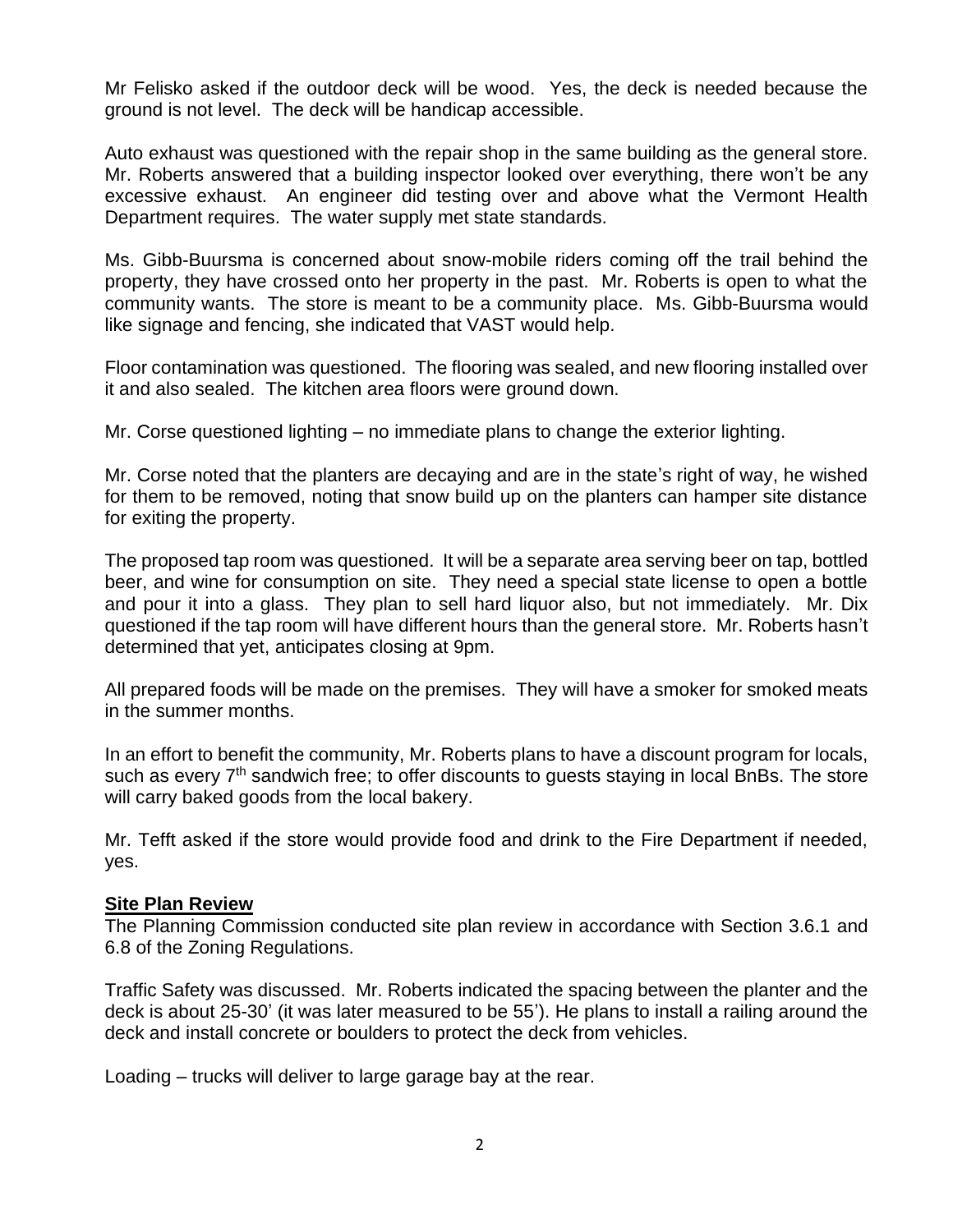Mr Felisko asked if the outdoor deck will be wood. Yes, the deck is needed because the ground is not level. The deck will be handicap accessible.

Auto exhaust was questioned with the repair shop in the same building as the general store. Mr. Roberts answered that a building inspector looked over everything, there won't be any excessive exhaust. An engineer did testing over and above what the Vermont Health Department requires. The water supply met state standards.

Ms. Gibb-Buursma is concerned about snow-mobile riders coming off the trail behind the property, they have crossed onto her property in the past. Mr. Roberts is open to what the community wants. The store is meant to be a community place. Ms. Gibb-Buursma would like signage and fencing, she indicated that VAST would help.

Floor contamination was questioned. The flooring was sealed, and new flooring installed over it and also sealed. The kitchen area floors were ground down.

Mr. Corse questioned lighting – no immediate plans to change the exterior lighting.

Mr. Corse noted that the planters are decaying and are in the state's right of way, he wished for them to be removed, noting that snow build up on the planters can hamper site distance for exiting the property.

The proposed tap room was questioned. It will be a separate area serving beer on tap, bottled beer, and wine for consumption on site. They need a special state license to open a bottle and pour it into a glass. They plan to sell hard liquor also, but not immediately. Mr. Dix questioned if the tap room will have different hours than the general store. Mr. Roberts hasn't determined that yet, anticipates closing at 9pm.

All prepared foods will be made on the premises. They will have a smoker for smoked meats in the summer months.

In an effort to benefit the community, Mr. Roberts plans to have a discount program for locals, such as every 7th sandwich free; to offer discounts to guests staying in local BnBs. The store will carry baked goods from the local bakery.

Mr. Tefft asked if the store would provide food and drink to the Fire Department if needed, yes.

**Site Plan Review**

The Planning Commission conducted site plan review in accordance with Section 3.6.1 and 6.8 of the Zoning Regulations.

Traffic Safety was discussed. Mr. Roberts indicated the spacing between the planter and the deck is about 25-30' (it was later measured to be 55'). He plans to install a railing around the deck and install concrete or boulders to protect the deck from vehicles.

Loading – trucks will deliver to large garage bay at the rear.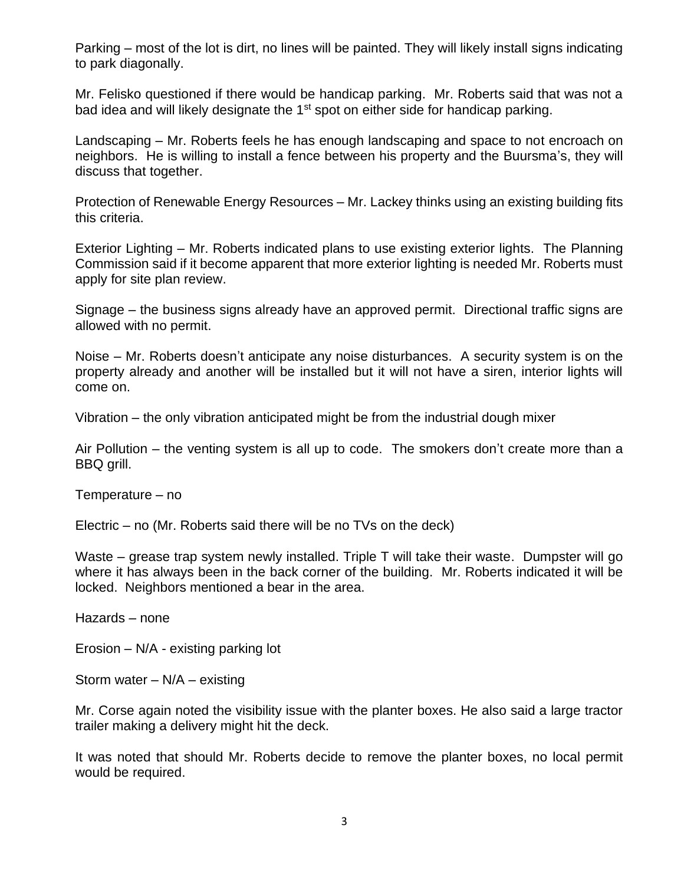Parking – most of the lot is dirt, no lines will be painted. They will likely install signs indicating to park diagonally.

Mr. Felisko questioned if there would be handicap parking. Mr. Roberts said that was not a bad idea and will likely designate the 1st spot on either side for handicap parking.

Landscaping – Mr. Roberts feels he has enough landscaping and space to not encroach on neighbors. He is willing to install a fence between his property and the Buursma's, they will discuss that together.

Protection of Renewable Energy Resources – Mr. Lackey thinks using an existing building fits this criteria.

Exterior Lighting – Mr. Roberts indicated plans to use existing exterior lights. The Planning Commission said if it become apparent that more exterior lighting is needed Mr. Roberts must apply for site plan review.

Signage – the business signs already have an approved permit. Directional traffic signs are allowed with no permit.

Noise – Mr. Roberts doesn't anticipate any noise disturbances. A security system is on the property already and another will be installed but it will not have a siren, interior lights will come on.

Vibration – the only vibration anticipated might be from the industrial dough mixer

Air Pollution – the venting system is all up to code. The smokers don't create more than a BBQ grill.

Temperature – no

Electric – no (Mr. Roberts said there will be no TVs on the deck)

Waste – grease trap system newly installed. Triple T will take their waste. Dumpster will go where it has always been in the back corner of the building. Mr. Roberts indicated it will be locked. Neighbors mentioned a bear in the area.

Hazards – none

Erosion – N/A - existing parking lot

Storm water – N/A – existing

Mr. Corse again noted the visibility issue with the planter boxes. He also said a large tractor trailer making a delivery might hit the deck.

It was noted that should Mr. Roberts decide to remove the planter boxes, no local permit would be required.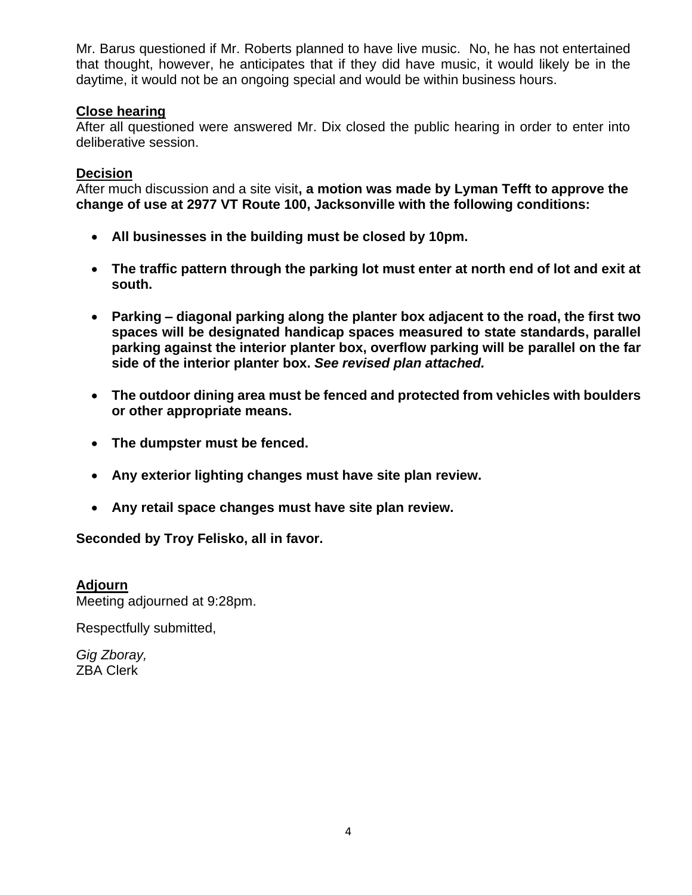Mr. Barus questioned if Mr. Roberts planned to have live music. No, he has not entertained that thought, however, he anticipates that if they did have music, it would likely be in the daytime, it would not be an ongoing special and would be within business hours.

**Close hearing**

After all questioned were answered Mr. Dix closed the public hearing in order to enter into deliberative session.

**Decision**

After much discussion and a site visit**, a motion was made by Lyman Tefft to approve the change of use at 2977 VT Route 100, Jacksonville with the following conditions:**

- **All businesses in the building must be closed by 10pm.**
- **The traffic pattern through the parking lot must enter at north end of lot and exit at south.**
- **Parking – diagonal parking along the planter box adjacent to the road, the first two spaces will be designated handicap spaces measured to state standards, parallel parking against the interior planter box, overflow parking will be parallel on the far side of the interior planter box. *See revised plan attached.***
- **The outdoor dining area must be fenced and protected from vehicles with boulders or other appropriate means.**
- **The dumpster must be fenced.**
- **Any exterior lighting changes must have site plan review.**
- **Any retail space changes must have site plan review.**

**Seconded by Troy Felisko, all in favor.**

**Adjourn**

Meeting adjourned at 9:28pm.

Respectfully submitted,

*Gig Zboray,*
ZBA Clerk